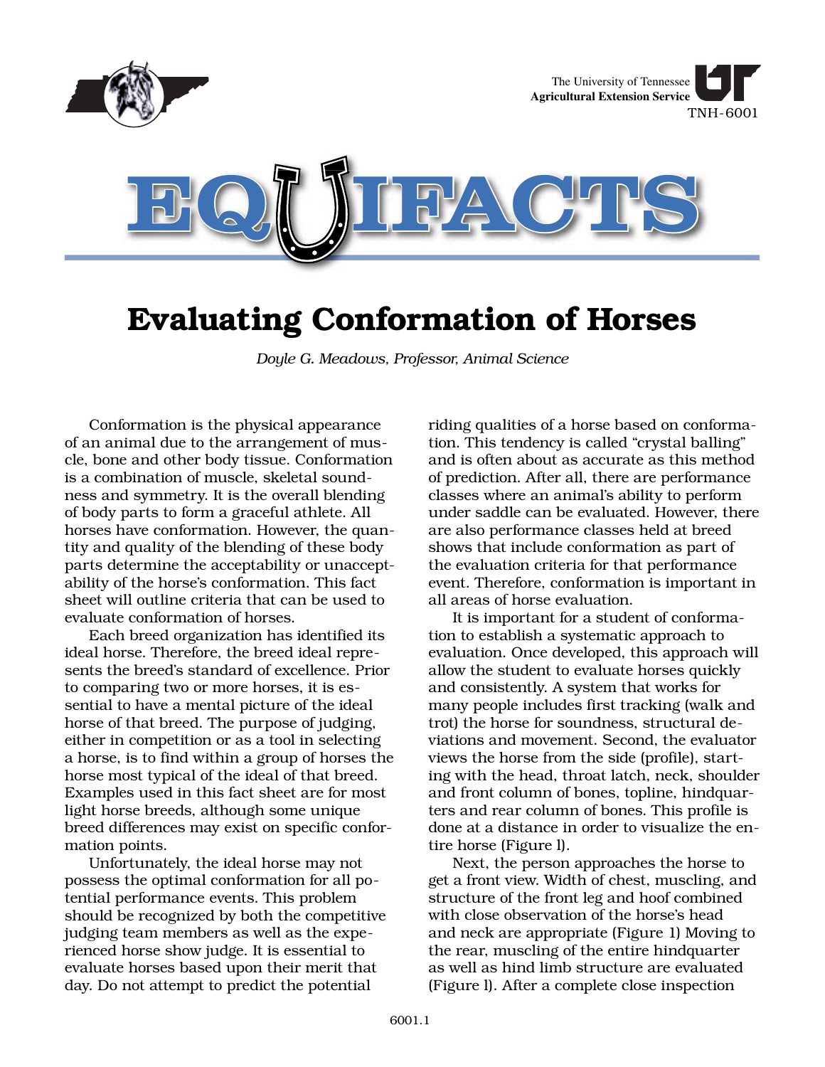The University of Tennessee
**Agricultural Extension Service**
TNH-6001

# EQUIFACTS

# Evaluating Conformation of Horses

*Doyle G. Meadows, Professor, Animal Science*

Conformation is the physical appearance of an animal due to the arrangement of muscle, bone and other body tissue. Conformation is a combination of muscle, skeletal soundness and symmetry. It is the overall blending of body parts to form a graceful athlete. All horses have conformation. However, the quantity and quality of the blending of these body parts determine the acceptability or unacceptability of the horse's conformation. This fact sheet will outline criteria that can be used to evaluate conformation of horses.

Each breed organization has identified its ideal horse. Therefore, the breed ideal represents the breed's standard of excellence. Prior to comparing two or more horses, it is essential to have a mental picture of the ideal horse of that breed. The purpose of judging, either in competition or as a tool in selecting a horse, is to find within a group of horses the horse most typical of the ideal of that breed. Examples used in this fact sheet are for most light horse breeds, although some unique breed differences may exist on specific conformation points.

Unfortunately, the ideal horse may not possess the optimal conformation for all potential performance events. This problem should be recognized by both the competitive judging team members as well as the experienced horse show judge. It is essential to evaluate horses based upon their merit that day. Do not attempt to predict the potential riding qualities of a horse based on conformation. This tendency is called "crystal balling" and is often about as accurate as this method of prediction. After all, there are performance classes where an animal's ability to perform under saddle can be evaluated. However, there are also performance classes held at breed shows that include conformation as part of the evaluation criteria for that performance event. Therefore, conformation is important in all areas of horse evaluation.

It is important for a student of conformation to establish a systematic approach to evaluation. Once developed, this approach will allow the student to evaluate horses quickly and consistently. A system that works for many people includes first tracking (walk and trot) the horse for soundness, structural deviations and movement. Second, the evaluator views the horse from the side (profile), starting with the head, throat latch, neck, shoulder and front column of bones, topline, hindquarters and rear column of bones. This profile is done at a distance in order to visualize the entire horse (Figure l).

Next, the person approaches the horse to get a front view. Width of chest, muscling, and structure of the front leg and hoof combined with close observation of the horse's head and neck are appropriate (Figure 1) Moving to the rear, muscling of the entire hindquarter as well as hind limb structure are evaluated (Figure l). After a complete close inspection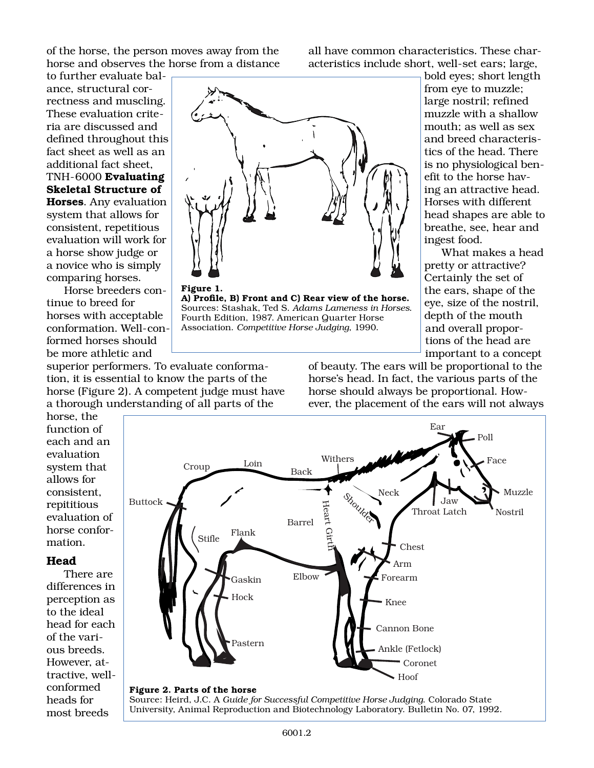of the horse, the person moves away from the horse and observes the horse from a distance to further evaluate balance, structural correctness and muscling. These evaluation criteria are discussed and defined throughout this fact sheet as well as an additional fact sheet, TNH-6000 **Evaluating Skeletal Structure of Horses**. Any evaluation system that allows for consistent, repetitious evaluation will work for a horse show judge or a novice who is simply comparing horses.

Horse breeders continue to breed for horses with acceptable conformation. Well-conformed horses should be more athletic and superior performers. To evaluate conformation, it is essential to know the parts of the horse (Figure 2). A competent judge must have a thorough understanding of all parts of the horse, the function of each and an evaluation system that allows for consistent, repititious evaluation of horse conformation.

**Figure 1.**
**A) Profile, B) Front and C) Rear view of the horse.**
Sources: Stashak, Ted S. *Adams Lameness in Horses*. Fourth Edition, 1987. American Quarter Horse Association. *Competitive Horse Judging*, 1990.

## Head

There are differences in perception as to the ideal head for each of the various breeds. However, attractive, well-conformed heads for most breeds all have common characteristics. These characteristics include short, well-set ears; large, bold eyes; short length from eye to muzzle; large nostril; refined muzzle with a shallow mouth; as well as sex and breed characteristics of the head. There is no physiological benefit to the horse having an attractive head. Horses with different head shapes are able to breathe, see, hear and ingest food.

What makes a head pretty or attractive? Certainly the set of the ears, shape of the eye, size of the nostril, depth of the mouth and overall proportions of the head are important to a concept of beauty. The ears will be proportional to the horse's head. In fact, the various parts of the horse should always be proportional. However, the placement of the ears will not always

**Figure 2. Parts of the horse**
Source: Heird, J.C. A *Guide for Successful Competitive Horse Judging*. Colorado State University, Animal Reproduction and Biotechnology Laboratory. Bulletin No. 07, 1992.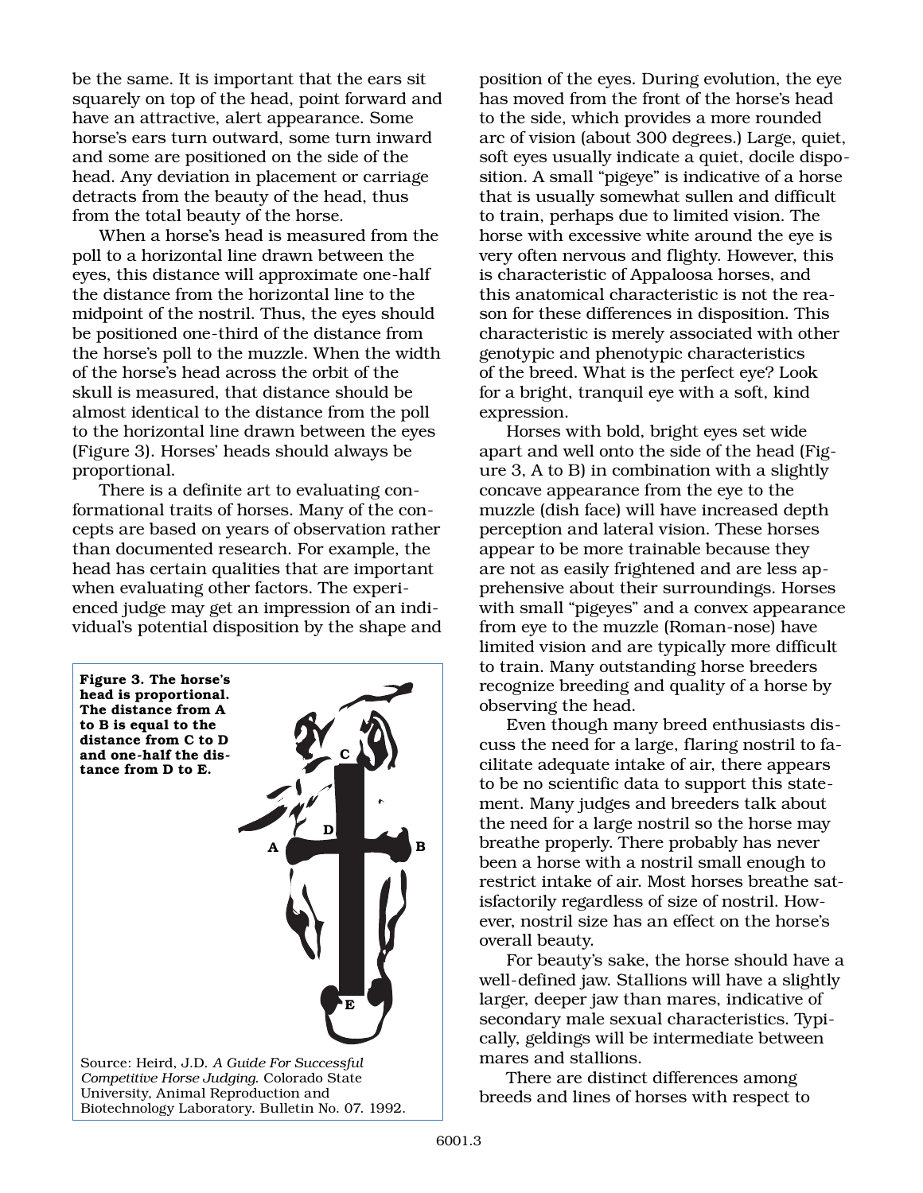be the same. It is important that the ears sit squarely on top of the head, point forward and have an attractive, alert appearance. Some horse's ears turn outward, some turn inward and some are positioned on the side of the head. Any deviation in placement or carriage detracts from the beauty of the head, thus from the total beauty of the horse.

When a horse's head is measured from the poll to a horizontal line drawn between the eyes, this distance will approximate one-half the distance from the horizontal line to the midpoint of the nostril. Thus, the eyes should be positioned one-third of the distance from the horse's poll to the muzzle. When the width of the horse's head across the orbit of the skull is measured, that distance should be almost identical to the distance from the poll to the horizontal line drawn between the eyes (Figure 3). Horses' heads should always be proportional.

There is a definite art to evaluating conformational traits of horses. Many of the concepts are based on years of observation rather than documented research. For example, the head has certain qualities that are important when evaluating other factors. The experienced judge may get an impression of an individual's potential disposition by the shape and position of the eyes. During evolution, the eye has moved from the front of the horse's head to the side, which provides a more rounded arc of vision (about 300 degrees.) Large, quiet, soft eyes usually indicate a quiet, docile disposition. A small "pigeye" is indicative of a horse that is usually somewhat sullen and difficult to train, perhaps due to limited vision. The horse with excessive white around the eye is very often nervous and flighty. However, this is characteristic of Appaloosa horses, and this anatomical characteristic is not the reason for these differences in disposition. This characteristic is merely associated with other genotypic and phenotypic characteristics of the breed. What is the perfect eye? Look for a bright, tranquil eye with a soft, kind expression.

**Figure 3. The horse's head is proportional. The distance from A to B is equal to the distance from C to D and one-half the distance from D to E.**

Source: Heird, J.D. *A Guide For Successful Competitive Horse Judging.* Colorado State University, Animal Reproduction and Biotechnology Laboratory. Bulletin No. 07. 1992.

Horses with bold, bright eyes set wide apart and well onto the side of the head (Figure 3, A to B) in combination with a slightly concave appearance from the eye to the muzzle (dish face) will have increased depth perception and lateral vision. These horses appear to be more trainable because they are not as easily frightened and are less apprehensive about their surroundings. Horses with small "pigeyes" and a convex appearance from eye to the muzzle (Roman-nose) have limited vision and are typically more difficult to train. Many outstanding horse breeders recognize breeding and quality of a horse by observing the head.

Even though many breed enthusiasts discuss the need for a large, flaring nostril to facilitate adequate intake of air, there appears to be no scientific data to support this statement. Many judges and breeders talk about the need for a large nostril so the horse may breathe properly. There probably has never been a horse with a nostril small enough to restrict intake of air. Most horses breathe satisfactorily regardless of size of nostril. However, nostril size has an effect on the horse's overall beauty.

For beauty's sake, the horse should have a well-defined jaw. Stallions will have a slightly larger, deeper jaw than mares, indicative of secondary male sexual characteristics. Typically, geldings will be intermediate between mares and stallions.

There are distinct differences among breeds and lines of horses with respect to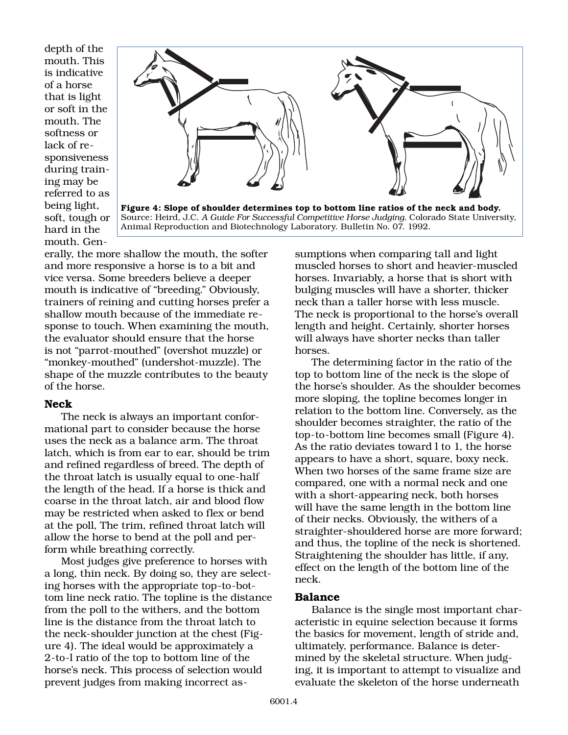depth of the mouth. This is indicative of a horse that is light or soft in the mouth. The softness or lack of responsiveness during training may be referred to as being light, soft, tough or hard in the mouth. Generally, the more shallow the mouth, the softer and more responsive a horse is to a bit and vice versa. Some breeders believe a deeper mouth is indicative of "breeding." Obviously, trainers of reining and cutting horses prefer a shallow mouth because of the immediate response to touch. When examining the mouth, the evaluator should ensure that the horse is not "parrot-mouthed" (overshot muzzle) or "monkey-mouthed" (undershot-muzzle). The shape of the muzzle contributes to the beauty of the horse.

**Figure 4: Slope of shoulder determines top to bottom line ratios of the neck and body.** Source: Heird, J.C. *A Guide For Successful Competitive Horse Judging.* Colorado State University, Animal Reproduction and Biotechnology Laboratory. Bulletin No. 07. 1992.

### Neck

The neck is always an important conformational part to consider because the horse uses the neck as a balance arm. The throat latch, which is from ear to ear, should be trim and refined regardless of breed. The depth of the throat latch is usually equal to one-half the length of the head. If a horse is thick and coarse in the throat latch, air and blood flow may be restricted when asked to flex or bend at the poll, The trim, refined throat latch will allow the horse to bend at the poll and perform while breathing correctly.

Most judges give preference to horses with a long, thin neck. By doing so, they are selecting horses with the appropriate top-to-bottom line neck ratio. The topline is the distance from the poll to the withers, and the bottom line is the distance from the throat latch to the neck-shoulder junction at the chest (Figure 4). The ideal would be approximately a 2-to-l ratio of the top to bottom line of the horse's neck. This process of selection would prevent judges from making incorrect assumptions when comparing tall and light muscled horses to short and heavier-muscled horses. Invariably, a horse that is short with bulging muscles will have a shorter, thicker neck than a taller horse with less muscle. The neck is proportional to the horse's overall length and height. Certainly, shorter horses will always have shorter necks than taller horses.

The determining factor in the ratio of the top to bottom line of the neck is the slope of the horse's shoulder. As the shoulder becomes more sloping, the topline becomes longer in relation to the bottom line. Conversely, as the shoulder becomes straighter, the ratio of the top-to-bottom line becomes small (Figure 4). As the ratio deviates toward l to 1, the horse appears to have a short, square, boxy neck. When two horses of the same frame size are compared, one with a normal neck and one with a short-appearing neck, both horses will have the same length in the bottom line of their necks. Obviously, the withers of a straighter-shouldered horse are more forward; and thus, the topline of the neck is shortened. Straightening the shoulder has little, if any, effect on the length of the bottom line of the neck.

### Balance

Balance is the single most important characteristic in equine selection because it forms the basics for movement, length of stride and, ultimately, performance. Balance is determined by the skeletal structure. When judging, it is important to attempt to visualize and evaluate the skeleton of the horse underneath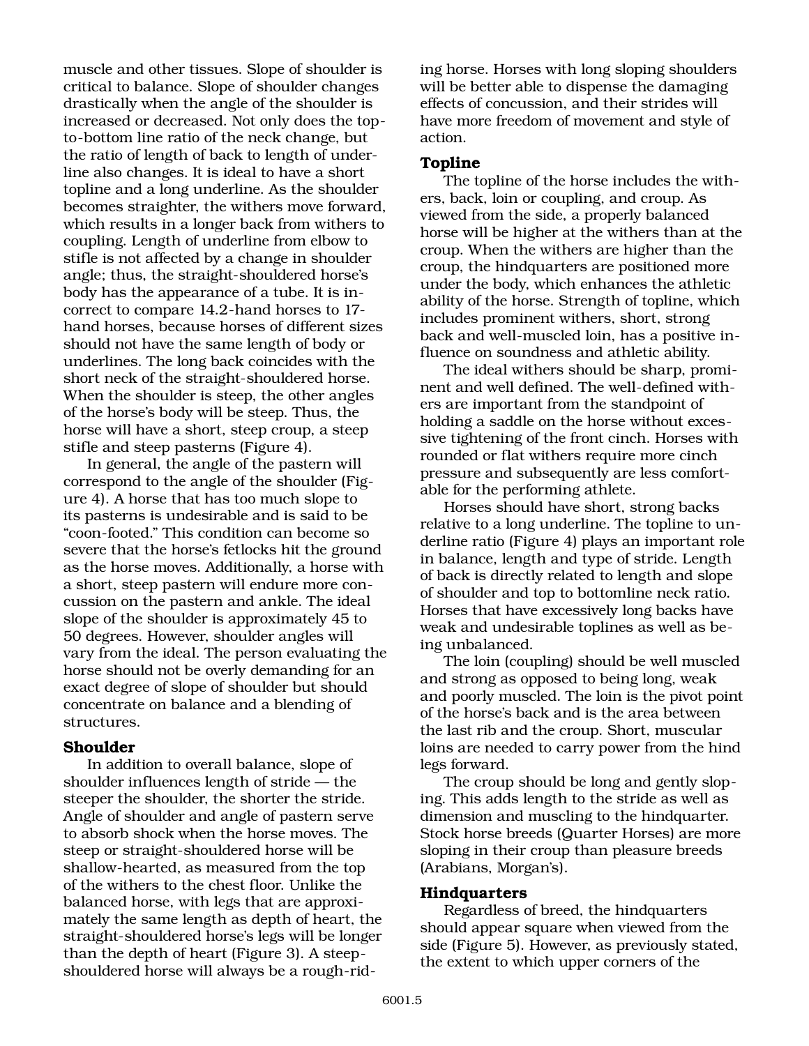muscle and other tissues. Slope of shoulder is critical to balance. Slope of shoulder changes drastically when the angle of the shoulder is increased or decreased. Not only does the top-to-bottom line ratio of the neck change, but the ratio of length of back to length of underline also changes. It is ideal to have a short topline and a long underline. As the shoulder becomes straighter, the withers move forward, which results in a longer back from withers to coupling. Length of underline from elbow to stifle is not affected by a change in shoulder angle; thus, the straight-shouldered horse's body has the appearance of a tube. It is incorrect to compare 14.2-hand horses to 17-hand horses, because horses of different sizes should not have the same length of body or underlines. The long back coincides with the short neck of the straight-shouldered horse. When the shoulder is steep, the other angles of the horse's body will be steep. Thus, the horse will have a short, steep croup, a steep stifle and steep pasterns (Figure 4).

In general, the angle of the pastern will correspond to the angle of the shoulder (Figure 4). A horse that has too much slope to its pasterns is undesirable and is said to be "coon-footed." This condition can become so severe that the horse's fetlocks hit the ground as the horse moves. Additionally, a horse with a short, steep pastern will endure more concussion on the pastern and ankle. The ideal slope of the shoulder is approximately 45 to 50 degrees. However, shoulder angles will vary from the ideal. The person evaluating the horse should not be overly demanding for an exact degree of slope of shoulder but should concentrate on balance and a blending of structures.

## Shoulder

In addition to overall balance, slope of shoulder influences length of stride — the steeper the shoulder, the shorter the stride. Angle of shoulder and angle of pastern serve to absorb shock when the horse moves. The steep or straight-shouldered horse will be shallow-hearted, as measured from the top of the withers to the chest floor. Unlike the balanced horse, with legs that are approximately the same length as depth of heart, the straight-shouldered horse's legs will be longer than the depth of heart (Figure 3). A steep-shouldered horse will always be a rough-riding horse. Horses with long sloping shoulders will be better able to dispense the damaging effects of concussion, and their strides will have more freedom of movement and style of action.

## Topline

The topline of the horse includes the withers, back, loin or coupling, and croup. As viewed from the side, a properly balanced horse will be higher at the withers than at the croup. When the withers are higher than the croup, the hindquarters are positioned more under the body, which enhances the athletic ability of the horse. Strength of topline, which includes prominent withers, short, strong back and well-muscled loin, has a positive influence on soundness and athletic ability.

The ideal withers should be sharp, prominent and well defined. The well-defined withers are important from the standpoint of holding a saddle on the horse without excessive tightening of the front cinch. Horses with rounded or flat withers require more cinch pressure and subsequently are less comfortable for the performing athlete.

Horses should have short, strong backs relative to a long underline. The topline to underline ratio (Figure 4) plays an important role in balance, length and type of stride. Length of back is directly related to length and slope of shoulder and top to bottomline neck ratio. Horses that have excessively long backs have weak and undesirable toplines as well as being unbalanced.

The loin (coupling) should be well muscled and strong as opposed to being long, weak and poorly muscled. The loin is the pivot point of the horse's back and is the area between the last rib and the croup. Short, muscular loins are needed to carry power from the hind legs forward.

The croup should be long and gently sloping. This adds length to the stride as well as dimension and muscling to the hindquarter. Stock horse breeds (Quarter Horses) are more sloping in their croup than pleasure breeds (Arabians, Morgan's).

## Hindquarters

Regardless of breed, the hindquarters should appear square when viewed from the side (Figure 5). However, as previously stated, the extent to which upper corners of the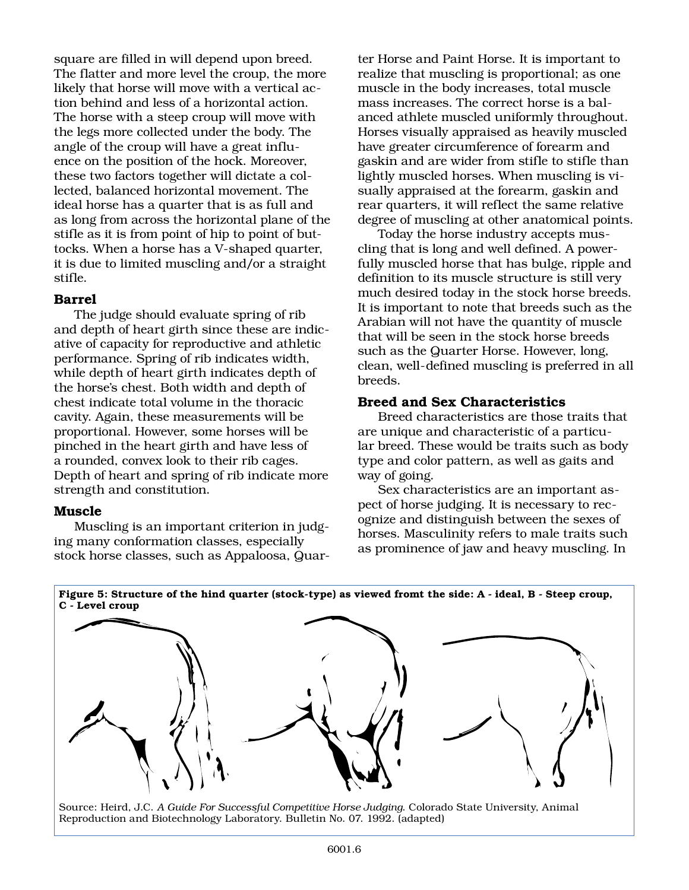square are filled in will depend upon breed. The flatter and more level the croup, the more likely that horse will move with a vertical action behind and less of a horizontal action. The horse with a steep croup will move with the legs more collected under the body. The angle of the croup will have a great influence on the position of the hock. Moreover, these two factors together will dictate a collected, balanced horizontal movement. The ideal horse has a quarter that is as full and as long from across the horizontal plane of the stifle as it is from point of hip to point of buttocks. When a horse has a V-shaped quarter, it is due to limited muscling and/or a straight stifle.

### Barrel

The judge should evaluate spring of rib and depth of heart girth since these are indicative of capacity for reproductive and athletic performance. Spring of rib indicates width, while depth of heart girth indicates depth of the horse's chest. Both width and depth of chest indicate total volume in the thoracic cavity. Again, these measurements will be proportional. However, some horses will be pinched in the heart girth and have less of a rounded, convex look to their rib cages. Depth of heart and spring of rib indicate more strength and constitution.

### Muscle

Muscling is an important criterion in judging many conformation classes, especially stock horse classes, such as Appaloosa, Quarter Horse and Paint Horse. It is important to realize that muscling is proportional; as one muscle in the body increases, total muscle mass increases. The correct horse is a balanced athlete muscled uniformly throughout. Horses visually appraised as heavily muscled have greater circumference of forearm and gaskin and are wider from stifle to stifle than lightly muscled horses. When muscling is visually appraised at the forearm, gaskin and rear quarters, it will reflect the same relative degree of muscling at other anatomical points.

Today the horse industry accepts muscling that is long and well defined. A powerfully muscled horse that has bulge, ripple and definition to its muscle structure is still very much desired today in the stock horse breeds. It is important to note that breeds such as the Arabian will not have the quantity of muscle that will be seen in the stock horse breeds such as the Quarter Horse. However, long, clean, well-defined muscling is preferred in all breeds.

### Breed and Sex Characteristics

Breed characteristics are those traits that are unique and characteristic of a particular breed. These would be traits such as body type and color pattern, as well as gaits and way of going.

Sex characteristics are an important aspect of horse judging. It is necessary to recognize and distinguish between the sexes of horses. Masculinity refers to male traits such as prominence of jaw and heavy muscling. In

**Figure 5: Structure of the hind quarter (stock-type) as viewed fromt the side: A - ideal, B - Steep croup, C - Level croup**

Source: Heird, J.C. *A Guide For Successful Competitive Horse Judging.* Colorado State University, Animal Reproduction and Biotechnology Laboratory. Bulletin No. 07. 1992. (adapted)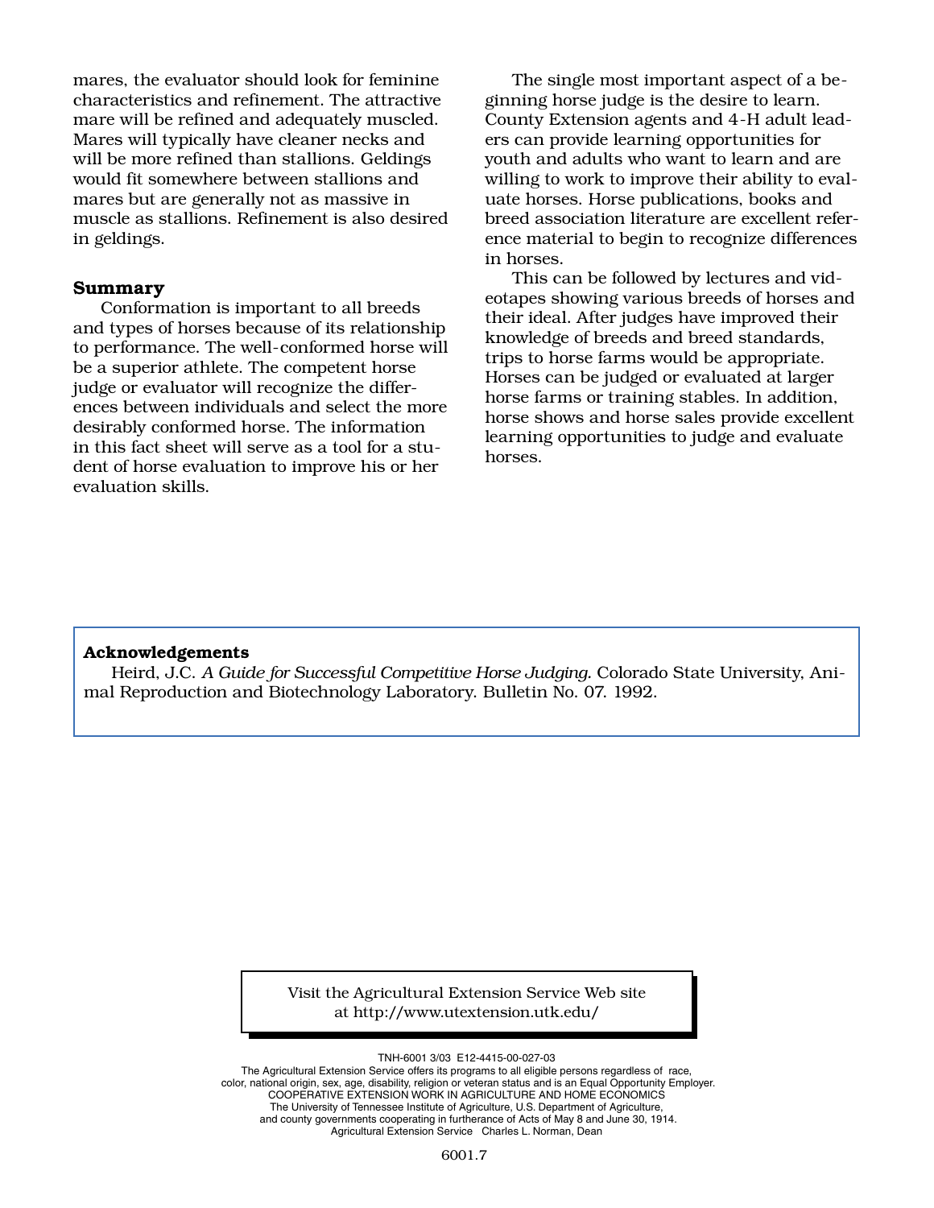mares, the evaluator should look for feminine characteristics and refinement. The attractive mare will be refined and adequately muscled. Mares will typically have cleaner necks and will be more refined than stallions. Geldings would fit somewhere between stallions and mares but are generally not as massive in muscle as stallions. Refinement is also desired in geldings.

## Summary

Conformation is important to all breeds and types of horses because of its relationship to performance. The well-conformed horse will be a superior athlete. The competent horse judge or evaluator will recognize the differences between individuals and select the more desirably conformed horse. The information in this fact sheet will serve as a tool for a student of horse evaluation to improve his or her evaluation skills.

The single most important aspect of a beginning horse judge is the desire to learn. County Extension agents and 4-H adult leaders can provide learning opportunities for youth and adults who want to learn and are willing to work to improve their ability to evaluate horses. Horse publications, books and breed association literature are excellent reference material to begin to recognize differences in horses.

This can be followed by lectures and videotapes showing various breeds of horses and their ideal. After judges have improved their knowledge of breeds and breed standards, trips to horse farms would be appropriate. Horses can be judged or evaluated at larger horse farms or training stables. In addition, horse shows and horse sales provide excellent learning opportunities to judge and evaluate horses.

**Acknowledgements**

Heird, J.C. *A Guide for Successful Competitive Horse Judging.* Colorado State University, Animal Reproduction and Biotechnology Laboratory. Bulletin No. 07. 1992.

Visit the Agricultural Extension Service Web site
at http://www.utextension.utk.edu/

TNH-6001 3/03 E12-4415-00-027-03
The Agricultural Extension Service offers its programs to all eligible persons regardless of race, color, national origin, sex, age, disability, religion or veteran status and is an Equal Opportunity Employer.
COOPERATIVE EXTENSION WORK IN AGRICULTURE AND HOME ECONOMICS
The University of Tennessee Institute of Agriculture, U.S. Department of Agriculture, and county governments cooperating in furtherance of Acts of May 8 and June 30, 1914.
Agricultural Extension Service Charles L. Norman, Dean